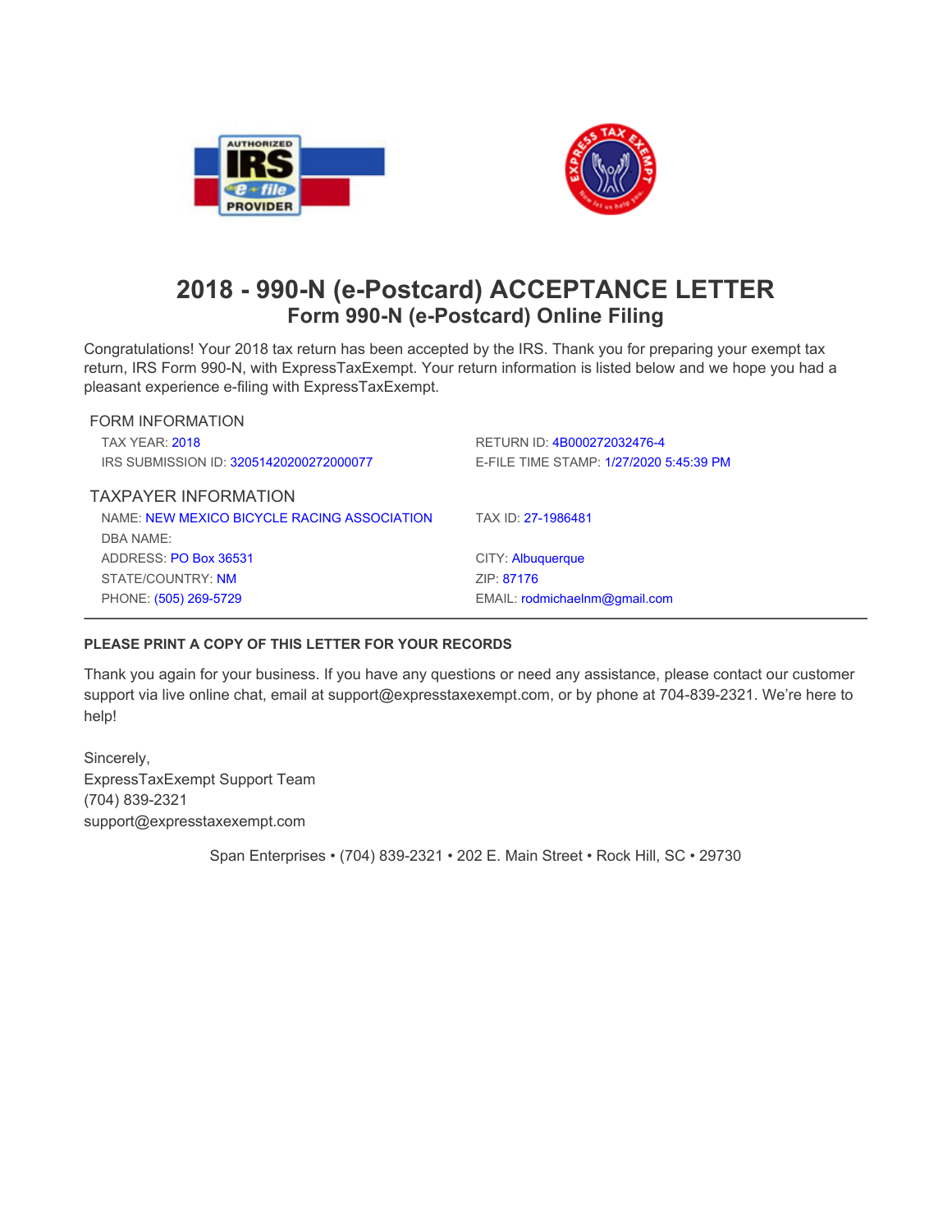# 2018 - 990-N (e-Postcard) ACCEPTANCE LETTER

## Form 990-N (e-Postcard) Online Filing

Congratulations! Your 2018 tax return has been accepted by the IRS. Thank you for preparing your exempt tax return, IRS Form 990-N, with ExpressTaxExempt. Your return information is listed below and we hope you had a pleasant experience e-filing with ExpressTaxExempt.

### FORM INFORMATION

TAX YEAR: 2018

RETURN ID: 4B000272032476-4

IRS SUBMISSION ID: 32051420200272000077

E-FILE TIME STAMP: 1/27/2020 5:45:39 PM

### TAXPAYER INFORMATION

NAME: NEW MEXICO BICYCLE RACING ASSOCIATION

TAX ID: 27-1986481

DBA NAME:

ADDRESS: PO Box 36531

CITY: Albuquerque

STATE/COUNTRY: NM

ZIP: 87176

PHONE: (505) 269-5729

EMAIL: rodmichaelnm@gmail.com

---

**PLEASE PRINT A COPY OF THIS LETTER FOR YOUR RECORDS**

Thank you again for your business. If you have any questions or need any assistance, please contact our customer support via live online chat, email at support@expresstaxexempt.com, or by phone at 704-839-2321. We're here to help!

Sincerely,
ExpressTaxExempt Support Team
(704) 839-2321
support@expresstaxexempt.com

Span Enterprises • (704) 839-2321 • 202 E. Main Street • Rock Hill, SC • 29730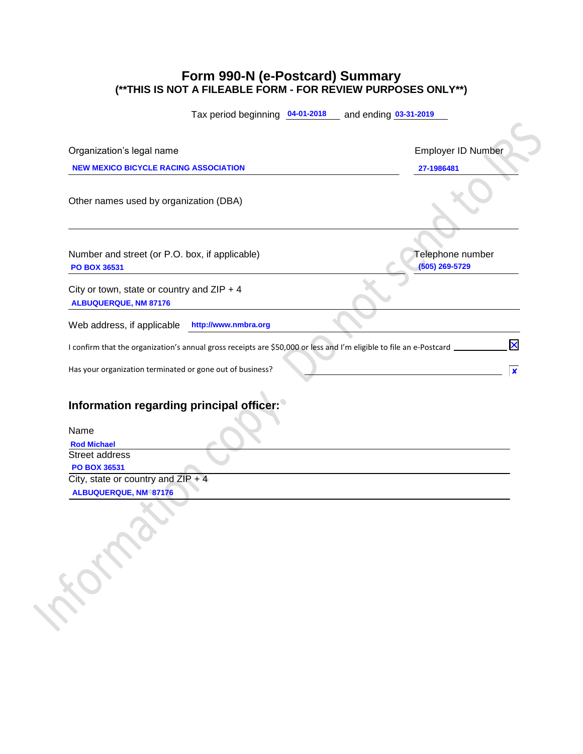# Form 990-N (e-Postcard) Summary

**(\*\*THIS IS NOT A FILEABLE FORM - FOR REVIEW PURPOSES ONLY\*\*)**

Tax period beginning **04-01-2018** and ending **03-31-2019**

Organization's legal name: **NEW MEXICO BICYCLE RACING ASSOCIATION**

Employer ID Number: **27-1986481**

Other names used by organization (DBA)

Number and street (or P.O. box, if applicable): **PO BOX 36531**

Telephone number: **(505) 269-5729**

City or town, state or country and ZIP + 4: **ALBUQUERQUE, NM 87176**

Web address, if applicable: **http://www.nmbra.org**

I confirm that the organization's annual gross receipts are $50,000 or less and I'm eligible to file an e-Postcard ☒

Has your organization terminated or gone out of business? ☒

## Information regarding principal officer:

Name: **Rod Michael**

Street address: **PO BOX 36531**

City, state or country and ZIP + 4: **ALBUQUERQUE, NM 87176**

Information copy. Do not send to IRS